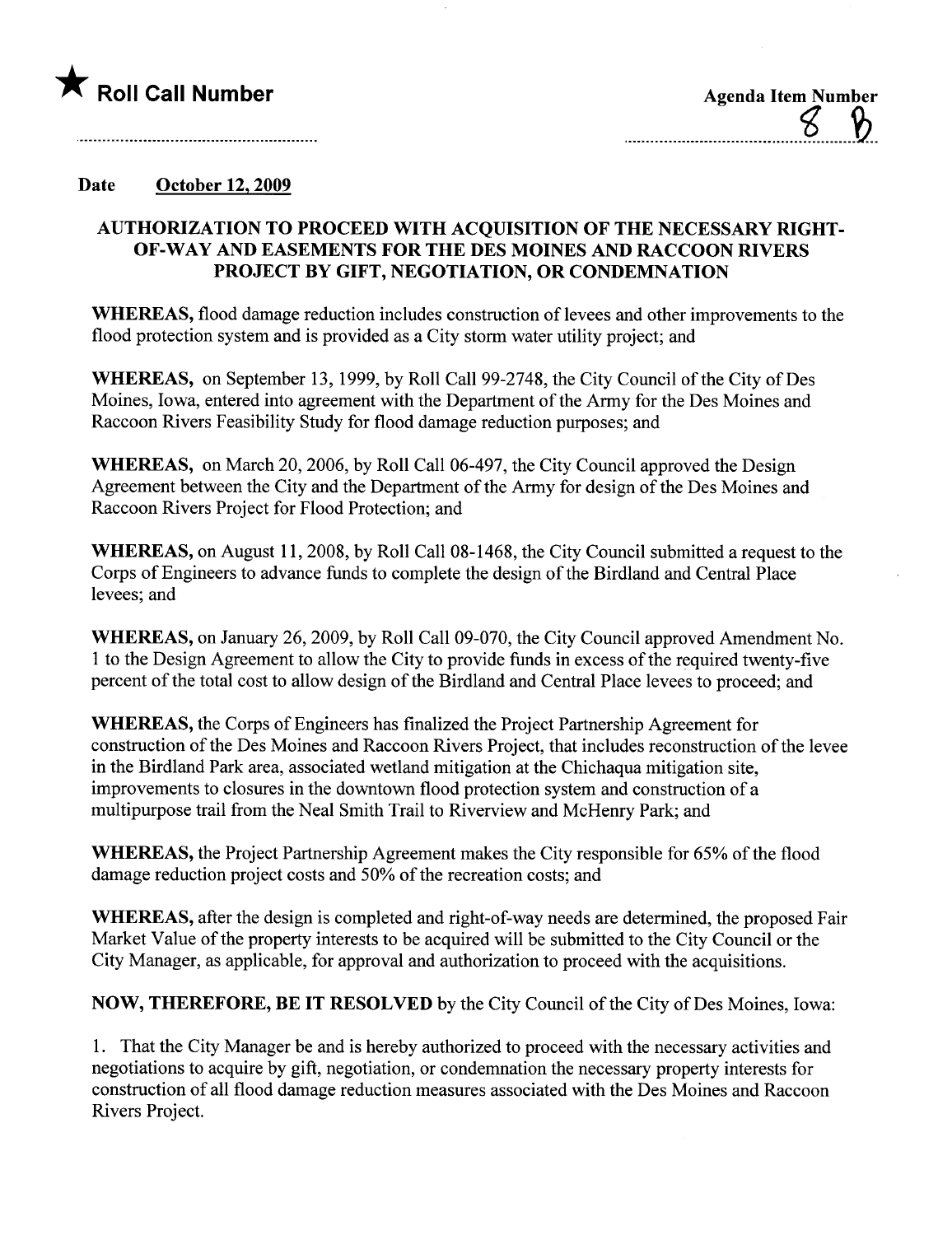★ **Roll Call Number**

**Agenda Item Number** 8 B

**Date** October 12, 2009

## AUTHORIZATION TO PROCEED WITH ACQUISITION OF THE NECESSARY RIGHT-OF-WAY AND EASEMENTS FOR THE DES MOINES AND RACCOON RIVERS PROJECT BY GIFT, NEGOTIATION, OR CONDEMNATION

**WHEREAS,** flood damage reduction includes construction of levees and other improvements to the flood protection system and is provided as a City storm water utility project; and

**WHEREAS,** on September 13, 1999, by Roll Call 99-2748, the City Council of the City of Des Moines, Iowa, entered into agreement with the Department of the Army for the Des Moines and Raccoon Rivers Feasibility Study for flood damage reduction purposes; and

**WHEREAS,** on March 20, 2006, by Roll Call 06-497, the City Council approved the Design Agreement between the City and the Department of the Army for design of the Des Moines and Raccoon Rivers Project for Flood Protection; and

**WHEREAS,** on August 11, 2008, by Roll Call 08-1468, the City Council submitted a request to the Corps of Engineers to advance funds to complete the design of the Birdland and Central Place levees; and

**WHEREAS,** on January 26, 2009, by Roll Call 09-070, the City Council approved Amendment No. 1 to the Design Agreement to allow the City to provide funds in excess of the required twenty-five percent of the total cost to allow design of the Birdland and Central Place levees to proceed; and

**WHEREAS,** the Corps of Engineers has finalized the Project Partnership Agreement for construction of the Des Moines and Raccoon Rivers Project, that includes reconstruction of the levee in the Birdland Park area, associated wetland mitigation at the Chichaqua mitigation site, improvements to closures in the downtown flood protection system and construction of a multipurpose trail from the Neal Smith Trail to Riverview and McHenry Park; and

**WHEREAS,** the Project Partnership Agreement makes the City responsible for 65% of the flood damage reduction project costs and 50% of the recreation costs; and

**WHEREAS,** after the design is completed and right-of-way needs are determined, the proposed Fair Market Value of the property interests to be acquired will be submitted to the City Council or the City Manager, as applicable, for approval and authorization to proceed with the acquisitions.

**NOW, THEREFORE, BE IT RESOLVED** by the City Council of the City of Des Moines, Iowa:

1. That the City Manager be and is hereby authorized to proceed with the necessary activities and negotiations to acquire by gift, negotiation, or condemnation the necessary property interests for construction of all flood damage reduction measures associated with the Des Moines and Raccoon Rivers Project.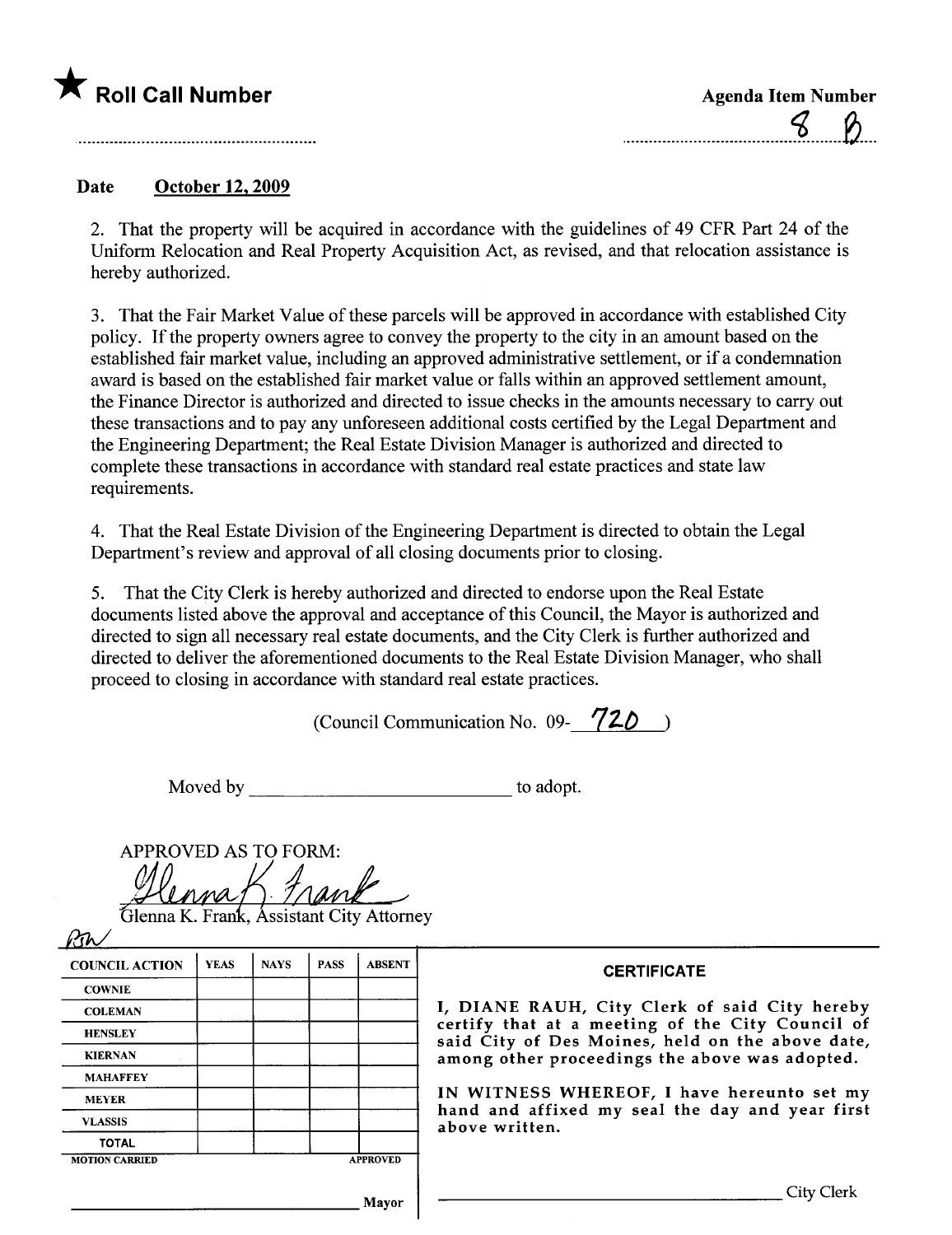★ **Roll Call Number**

**Agenda Item Number**

8 B

**Date** October 12, 2009

2. That the property will be acquired in accordance with the guidelines of 49 CFR Part 24 of the Uniform Relocation and Real Property Acquisition Act, as revised, and that relocation assistance is hereby authorized.

3. That the Fair Market Value of these parcels will be approved in accordance with established City policy. If the property owners agree to convey the property to the city in an amount based on the established fair market value, including an approved administrative settlement, or if a condemnation award is based on the established fair market value or falls within an approved settlement amount, the Finance Director is authorized and directed to issue checks in the amounts necessary to carry out these transactions and to pay any unforeseen additional costs certified by the Legal Department and the Engineering Department; the Real Estate Division Manager is authorized and directed to complete these transactions in accordance with standard real estate practices and state law requirements.

4. That the Real Estate Division of the Engineering Department is directed to obtain the Legal Department's review and approval of all closing documents prior to closing.

5. That the City Clerk is hereby authorized and directed to endorse upon the Real Estate documents listed above the approval and acceptance of this Council, the Mayor is authorized and directed to sign all necessary real estate documents, and the City Clerk is further authorized and directed to deliver the aforementioned documents to the Real Estate Division Manager, who shall proceed to closing in accordance with standard real estate practices.

(Council Communication No. 09-720)

Moved by ______________________ to adopt.

APPROVED AS TO FORM:

Glenna K. Frank

Glenna K. Frank, Assistant City Attorney

| COUNCIL ACTION | YEAS | NAYS | PASS | ABSENT |
|---|---|---|---|---|
| COWNIE | | | | |
| COLEMAN | | | | |
| HENSLEY | | | | |
| KIERNAN | | | | |
| MAHAFFEY | | | | |
| MEYER | | | | |
| VLASSIS | | | | |
| TOTAL | | | | |
| MOTION CARRIED | | | | APPROVED |

______________________ Mayor

**CERTIFICATE**

I, DIANE RAUH, City Clerk of said City hereby certify that at a meeting of the City Council of said City of Des Moines, held on the above date, among other proceedings the above was adopted.

IN WITNESS WHEREOF, I have hereunto set my hand and affixed my seal the day and year first above written.

______________________ City Clerk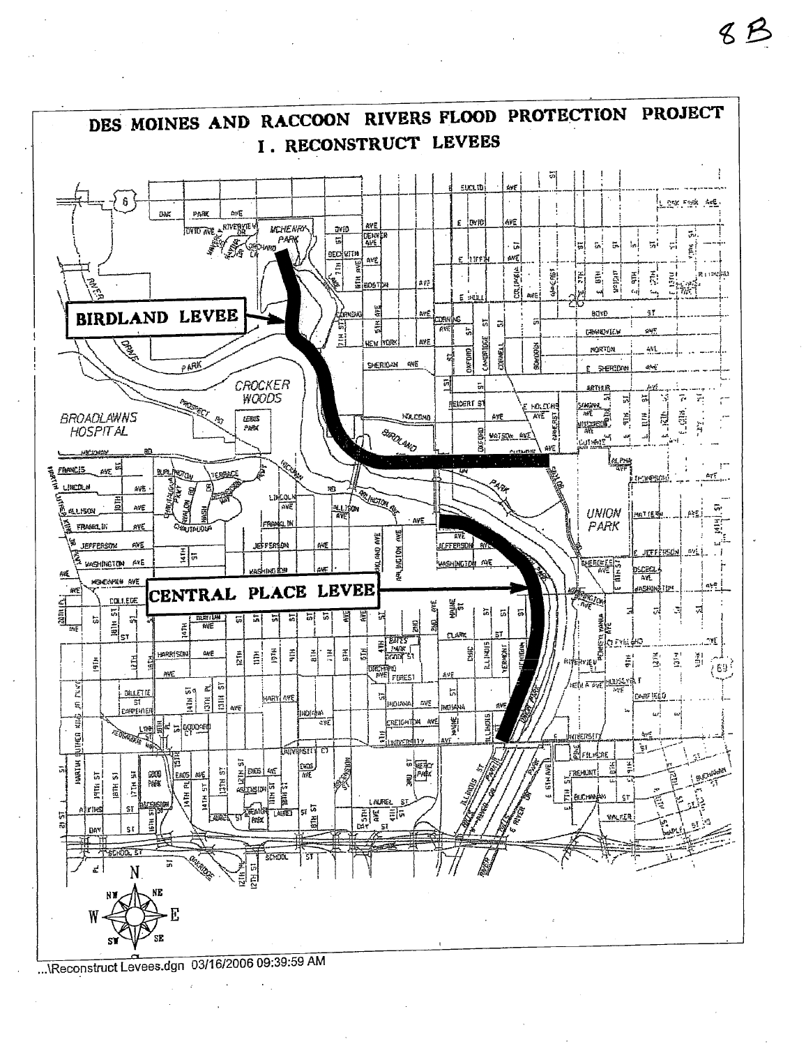8B

# DES MOINES AND RACCOON RIVERS FLOOD PROTECTION PROJECT

## I. RECONSTRUCT LEVEES

BIRDLAND LEVEE

CENTRAL PLACE LEVEE

...\Reconstruct Levees.dgn 03/16/2006 09:39:59 AM